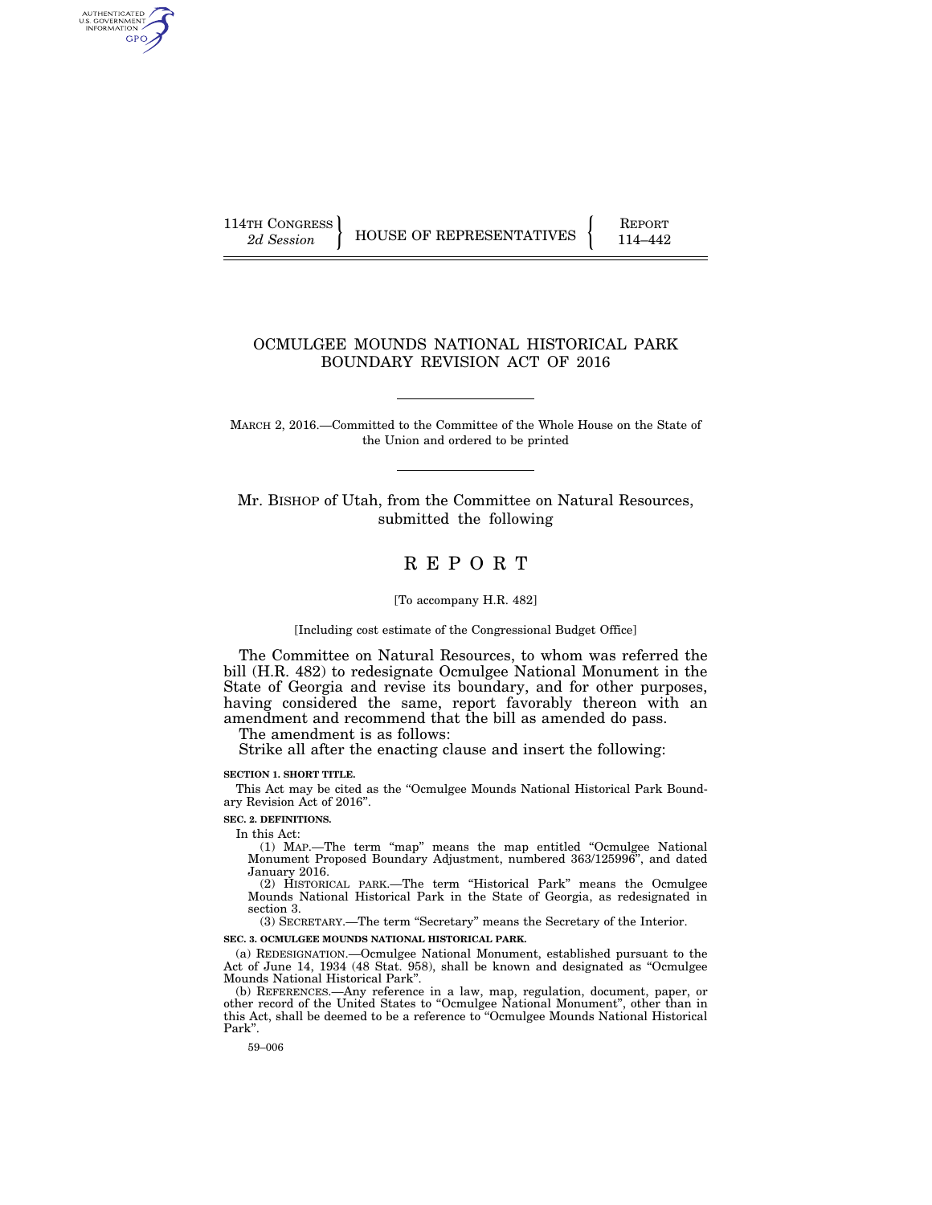114TH CONGRESS
*2d Session*

HOUSE OF REPRESENTATIVES

REPORT
114–442

# OCMULGEE MOUNDS NATIONAL HISTORICAL PARK BOUNDARY REVISION ACT OF 2016

MARCH 2, 2016.—Committed to the Committee of the Whole House on the State of the Union and ordered to be printed

Mr. BISHOP of Utah, from the Committee on Natural Resources, submitted the following

# R E P O R T

[To accompany H.R. 482]

[Including cost estimate of the Congressional Budget Office]

The Committee on Natural Resources, to whom was referred the bill (H.R. 482) to redesignate Ocmulgee National Monument in the State of Georgia and revise its boundary, and for other purposes, having considered the same, report favorably thereon with an amendment and recommend that the bill as amended do pass.

The amendment is as follows:

Strike all after the enacting clause and insert the following:

**SECTION 1. SHORT TITLE.**

This Act may be cited as the "Ocmulgee Mounds National Historical Park Boundary Revision Act of 2016".

**SEC. 2. DEFINITIONS.**

In this Act:

(1) MAP.—The term "map" means the map entitled "Ocmulgee National Monument Proposed Boundary Adjustment, numbered 363/125996", and dated January 2016.

(2) HISTORICAL PARK.—The term "Historical Park" means the Ocmulgee Mounds National Historical Park in the State of Georgia, as redesignated in section 3.

(3) SECRETARY.—The term "Secretary" means the Secretary of the Interior.

**SEC. 3. OCMULGEE MOUNDS NATIONAL HISTORICAL PARK.**

(a) REDESIGNATION.—Ocmulgee National Monument, established pursuant to the Act of June 14, 1934 (48 Stat. 958), shall be known and designated as "Ocmulgee Mounds National Historical Park".

(b) REFERENCES.—Any reference in a law, map, regulation, document, paper, or other record of the United States to "Ocmulgee National Monument", other than in this Act, shall be deemed to be a reference to "Ocmulgee Mounds National Historical Park".

59–006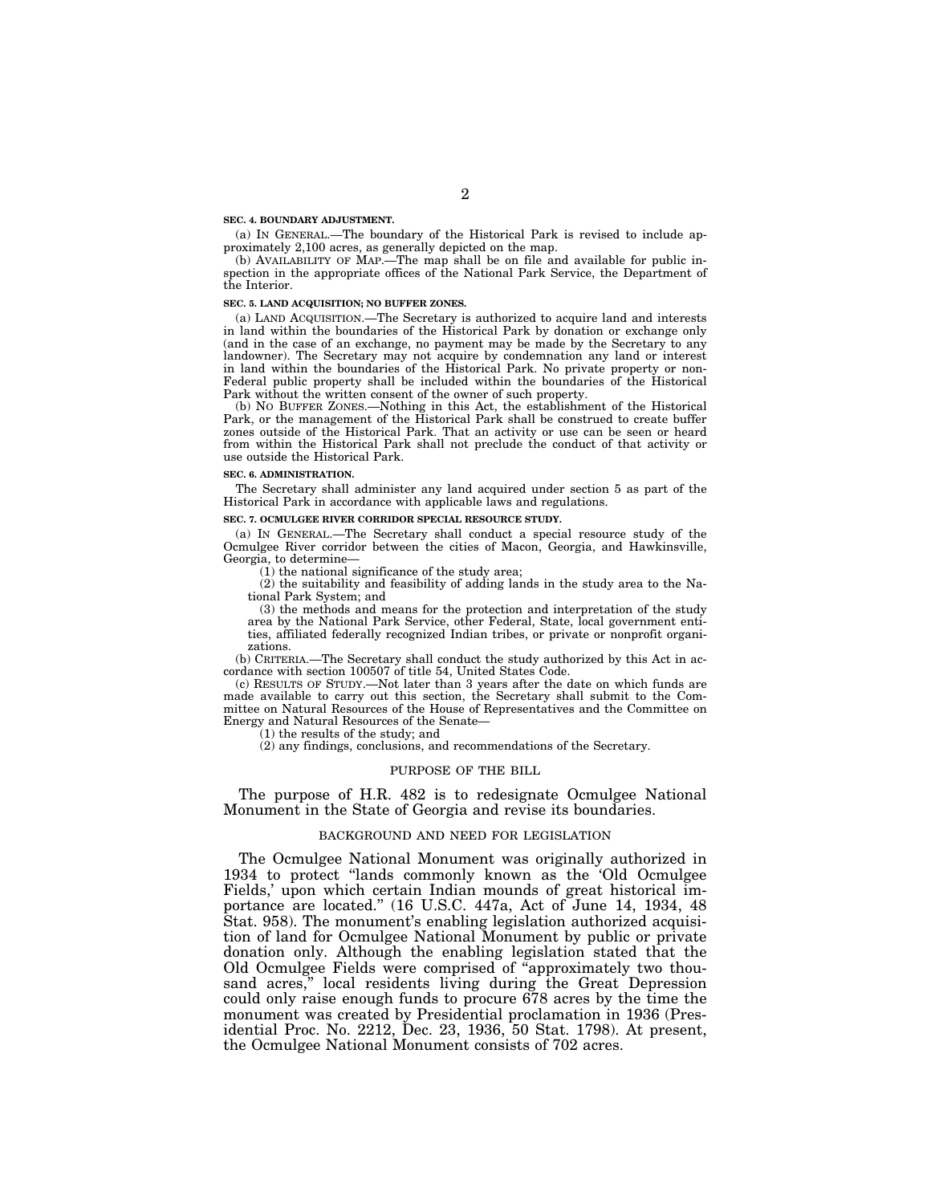**SEC. 4. BOUNDARY ADJUSTMENT.**

(a) IN GENERAL.—The boundary of the Historical Park is revised to include approximately 2,100 acres, as generally depicted on the map.

(b) AVAILABILITY OF MAP.—The map shall be on file and available for public inspection in the appropriate offices of the National Park Service, the Department of the Interior.

**SEC. 5. LAND ACQUISITION; NO BUFFER ZONES.**

(a) LAND ACQUISITION.—The Secretary is authorized to acquire land and interests in land within the boundaries of the Historical Park by donation or exchange only (and in the case of an exchange, no payment may be made by the Secretary to any landowner). The Secretary may not acquire by condemnation any land or interest in land within the boundaries of the Historical Park. No private property or non-Federal public property shall be included within the boundaries of the Historical Park without the written consent of the owner of such property.

(b) NO BUFFER ZONES.—Nothing in this Act, the establishment of the Historical Park, or the management of the Historical Park shall be construed to create buffer zones outside of the Historical Park. That an activity or use can be seen or heard from within the Historical Park shall not preclude the conduct of that activity or use outside the Historical Park.

**SEC. 6. ADMINISTRATION.**

The Secretary shall administer any land acquired under section 5 as part of the Historical Park in accordance with applicable laws and regulations.

**SEC. 7. OCMULGEE RIVER CORRIDOR SPECIAL RESOURCE STUDY.**

(a) IN GENERAL.—The Secretary shall conduct a special resource study of the Ocmulgee River corridor between the cities of Macon, Georgia, and Hawkinsville, Georgia, to determine—

(1) the national significance of the study area;

(2) the suitability and feasibility of adding lands in the study area to the National Park System; and

(3) the methods and means for the protection and interpretation of the study area by the National Park Service, other Federal, State, local government entities, affiliated federally recognized Indian tribes, or private or nonprofit organizations.

(b) CRITERIA.—The Secretary shall conduct the study authorized by this Act in accordance with section 100507 of title 54, United States Code.

(c) RESULTS OF STUDY.—Not later than 3 years after the date on which funds are made available to carry out this section, the Secretary shall submit to the Committee on Natural Resources of the House of Representatives and the Committee on Energy and Natural Resources of the Senate—

(1) the results of the study; and

(2) any findings, conclusions, and recommendations of the Secretary.

## PURPOSE OF THE BILL

The purpose of H.R. 482 is to redesignate Ocmulgee National Monument in the State of Georgia and revise its boundaries.

## BACKGROUND AND NEED FOR LEGISLATION

The Ocmulgee National Monument was originally authorized in 1934 to protect "lands commonly known as the 'Old Ocmulgee Fields,' upon which certain Indian mounds of great historical importance are located." (16 U.S.C. 447a, Act of June 14, 1934, 48 Stat. 958). The monument's enabling legislation authorized acquisition of land for Ocmulgee National Monument by public or private donation only. Although the enabling legislation stated that the Old Ocmulgee Fields were comprised of "approximately two thousand acres," local residents living during the Great Depression could only raise enough funds to procure 678 acres by the time the monument was created by Presidential proclamation in 1936 (Presidential Proc. No. 2212, Dec. 23, 1936, 50 Stat. 1798). At present, the Ocmulgee National Monument consists of 702 acres.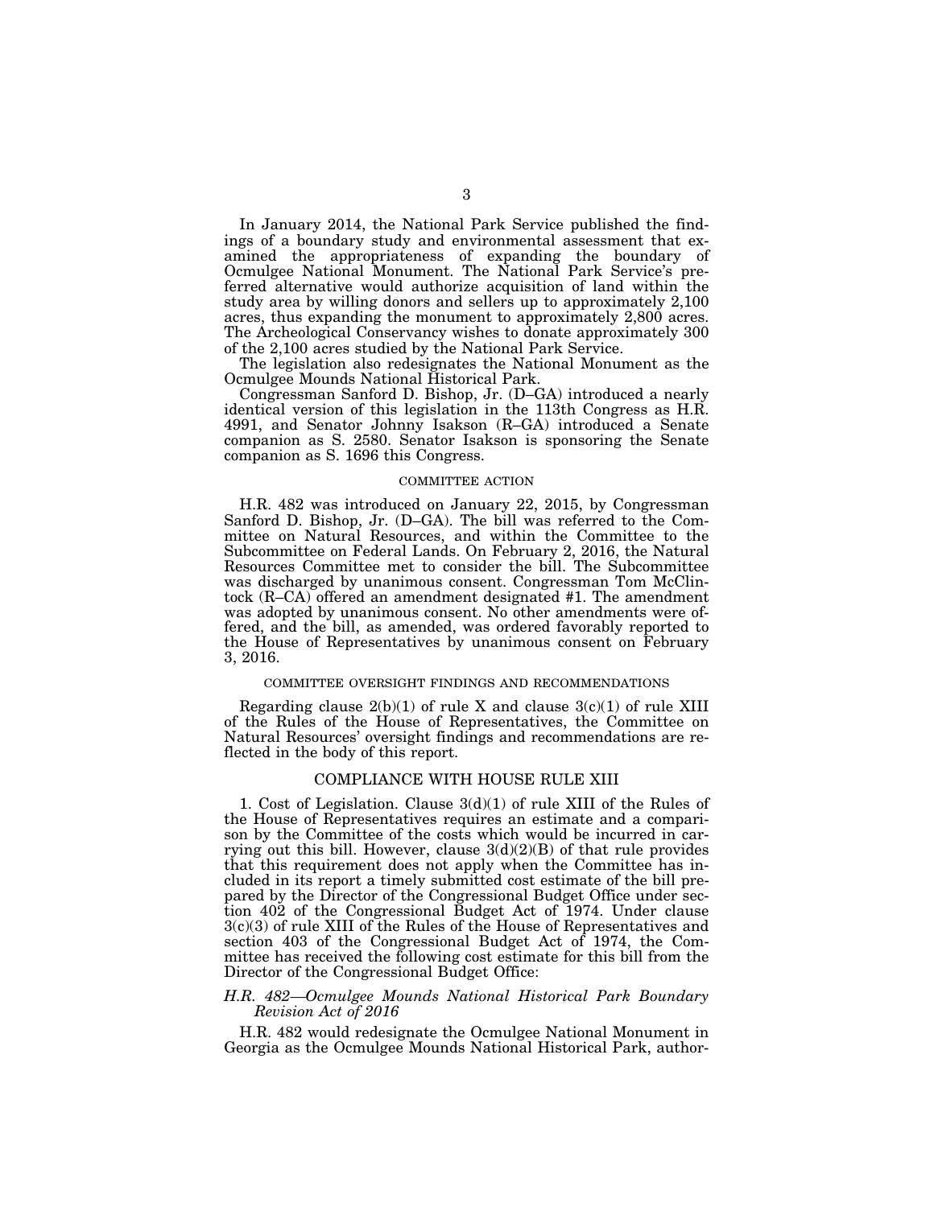In January 2014, the National Park Service published the findings of a boundary study and environmental assessment that examined the appropriateness of expanding the boundary of Ocmulgee National Monument. The National Park Service's preferred alternative would authorize acquisition of land within the study area by willing donors and sellers up to approximately 2,100 acres, thus expanding the monument to approximately 2,800 acres. The Archeological Conservancy wishes to donate approximately 300 of the 2,100 acres studied by the National Park Service.

The legislation also redesignates the National Monument as the Ocmulgee Mounds National Historical Park.

Congressman Sanford D. Bishop, Jr. (D–GA) introduced a nearly identical version of this legislation in the 113th Congress as H.R. 4991, and Senator Johnny Isakson (R–GA) introduced a Senate companion as S. 2580. Senator Isakson is sponsoring the Senate companion as S. 1696 this Congress.

## COMMITTEE ACTION

H.R. 482 was introduced on January 22, 2015, by Congressman Sanford D. Bishop, Jr. (D–GA). The bill was referred to the Committee on Natural Resources, and within the Committee to the Subcommittee on Federal Lands. On February 2, 2016, the Natural Resources Committee met to consider the bill. The Subcommittee was discharged by unanimous consent. Congressman Tom McClintock (R–CA) offered an amendment designated #1. The amendment was adopted by unanimous consent. No other amendments were offered, and the bill, as amended, was ordered favorably reported to the House of Representatives by unanimous consent on February 3, 2016.

## COMMITTEE OVERSIGHT FINDINGS AND RECOMMENDATIONS

Regarding clause 2(b)(1) of rule X and clause 3(c)(1) of rule XIII of the Rules of the House of Representatives, the Committee on Natural Resources' oversight findings and recommendations are reflected in the body of this report.

## COMPLIANCE WITH HOUSE RULE XIII

1. Cost of Legislation. Clause 3(d)(1) of rule XIII of the Rules of the House of Representatives requires an estimate and a comparison by the Committee of the costs which would be incurred in carrying out this bill. However, clause 3(d)(2)(B) of that rule provides that this requirement does not apply when the Committee has included in its report a timely submitted cost estimate of the bill prepared by the Director of the Congressional Budget Office under section 402 of the Congressional Budget Act of 1974. Under clause 3(c)(3) of rule XIII of the Rules of the House of Representatives and section 403 of the Congressional Budget Act of 1974, the Committee has received the following cost estimate for this bill from the Director of the Congressional Budget Office:

*H.R. 482—Ocmulgee Mounds National Historical Park Boundary Revision Act of 2016*

H.R. 482 would redesignate the Ocmulgee National Monument in Georgia as the Ocmulgee Mounds National Historical Park, author-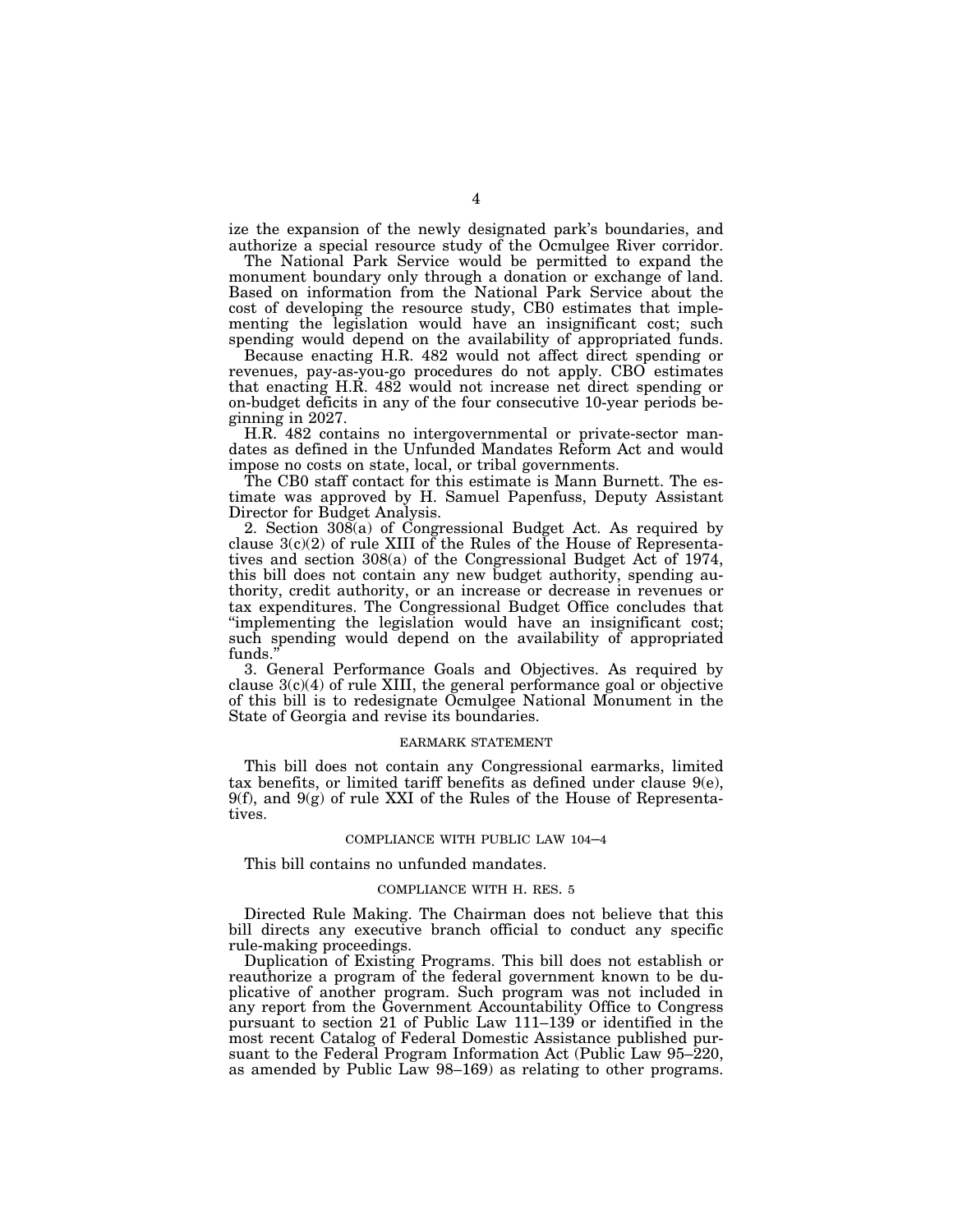ize the expansion of the newly designated park's boundaries, and authorize a special resource study of the Ocmulgee River corridor.

The National Park Service would be permitted to expand the monument boundary only through a donation or exchange of land. Based on information from the National Park Service about the cost of developing the resource study, CB0 estimates that implementing the legislation would have an insignificant cost; such spending would depend on the availability of appropriated funds.

Because enacting H.R. 482 would not affect direct spending or revenues, pay-as-you-go procedures do not apply. CBO estimates that enacting H.R. 482 would not increase net direct spending or on-budget deficits in any of the four consecutive 10-year periods beginning in 2027.

H.R. 482 contains no intergovernmental or private-sector mandates as defined in the Unfunded Mandates Reform Act and would impose no costs on state, local, or tribal governments.

The CB0 staff contact for this estimate is Mann Burnett. The estimate was approved by H. Samuel Papenfuss, Deputy Assistant Director for Budget Analysis.

2. Section 308(a) of Congressional Budget Act. As required by clause 3(c)(2) of rule XIII of the Rules of the House of Representatives and section 308(a) of the Congressional Budget Act of 1974, this bill does not contain any new budget authority, spending authority, credit authority, or an increase or decrease in revenues or tax expenditures. The Congressional Budget Office concludes that "implementing the legislation would have an insignificant cost; such spending would depend on the availability of appropriated funds."

3. General Performance Goals and Objectives. As required by clause 3(c)(4) of rule XIII, the general performance goal or objective of this bill is to redesignate Ocmulgee National Monument in the State of Georgia and revise its boundaries.

## EARMARK STATEMENT

This bill does not contain any Congressional earmarks, limited tax benefits, or limited tariff benefits as defined under clause 9(e), 9(f), and 9(g) of rule XXI of the Rules of the House of Representatives.

## COMPLIANCE WITH PUBLIC LAW 104–4

This bill contains no unfunded mandates.

## COMPLIANCE WITH H. RES. 5

Directed Rule Making. The Chairman does not believe that this bill directs any executive branch official to conduct any specific rule-making proceedings.

Duplication of Existing Programs. This bill does not establish or reauthorize a program of the federal government known to be duplicative of another program. Such program was not included in any report from the Government Accountability Office to Congress pursuant to section 21 of Public Law 111–139 or identified in the most recent Catalog of Federal Domestic Assistance published pursuant to the Federal Program Information Act (Public Law 95–220, as amended by Public Law 98–169) as relating to other programs.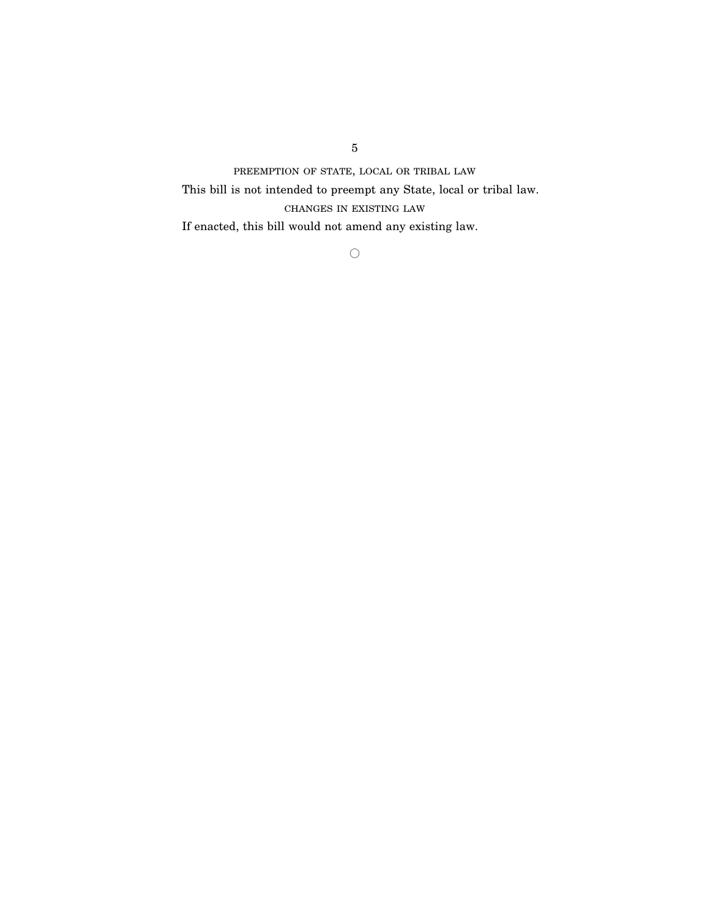PREEMPTION OF STATE, LOCAL OR TRIBAL LAW

This bill is not intended to preempt any State, local or tribal law.

CHANGES IN EXISTING LAW

If enacted, this bill would not amend any existing law.

○